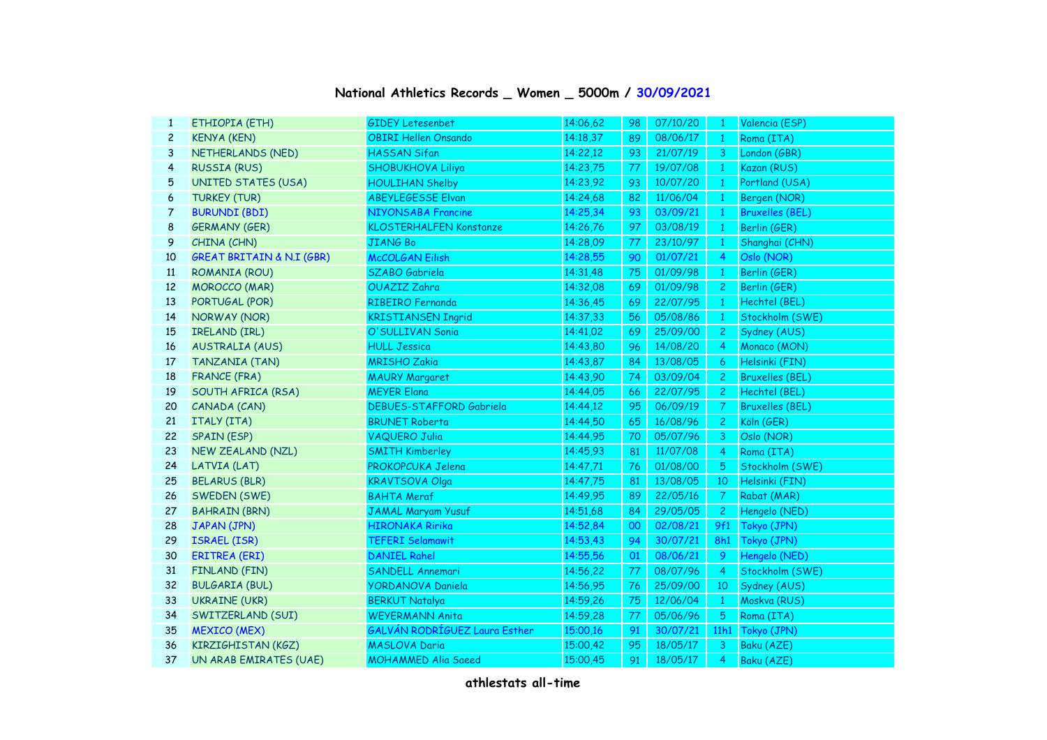# National Athletics Records _ Women _ 5000m / 30/09/2021

| | | | | | | | |
|---|---|---|---|---|---|---|---|
| 1 | ETHIOPIA (ETH) | GIDEY Letesenbet | 14:06,62 | 98 | 07/10/20 | 1 | Valencia (ESP) |
| 2 | KENYA (KEN) | OBIRI Hellen Onsando | 14:18,37 | 89 | 08/06/17 | 1 | Roma (ITA) |
| 3 | NETHERLANDS (NED) | HASSAN Sifan | 14:22,12 | 93 | 21/07/19 | 3 | London (GBR) |
| 4 | RUSSIA (RUS) | SHOBUKHOVA Liliya | 14:23,75 | 77 | 19/07/08 | 1 | Kazan (RUS) |
| 5 | UNITED STATES (USA) | HOULIHAN Shelby | 14:23,92 | 93 | 10/07/20 | 1 | Portland (USA) |
| 6 | TURKEY (TUR) | ABEYLEGESSE Elvan | 14:24,68 | 82 | 11/06/04 | 1 | Bergen (NOR) |
| 7 | BURUNDI (BDI) | NIYONSABA Francine | 14:25,34 | 93 | 03/09/21 | 1 | Bruxelles (BEL) |
| 8 | GERMANY (GER) | KLOSTERHALFEN Konstanze | 14:26,76 | 97 | 03/08/19 | 1 | Berlin (GER) |
| 9 | CHINA (CHN) | JIANG Bo | 14:28,09 | 77 | 23/10/97 | 1 | Shanghai (CHN) |
| 10 | GREAT BRITAIN & N.I (GBR) | McCOLGAN Eilish | 14:28,55 | 90 | 01/07/21 | 4 | Oslo (NOR) |
| 11 | ROMANIA (ROU) | SZABO Gabriela | 14:31,48 | 75 | 01/09/98 | 1 | Berlin (GER) |
| 12 | MOROCCO (MAR) | OUAZIZ Zahra | 14:32,08 | 69 | 01/09/98 | 2 | Berlin (GER) |
| 13 | PORTUGAL (POR) | RIBEIRO Fernanda | 14:36,45 | 69 | 22/07/95 | 1 | Hechtel (BEL) |
| 14 | NORWAY (NOR) | KRISTIANSEN Ingrid | 14:37,33 | 56 | 05/08/86 | 1 | Stockholm (SWE) |
| 15 | IRELAND (IRL) | O'SULLIVAN Sonia | 14:41,02 | 69 | 25/09/00 | 2 | Sydney (AUS) |
| 16 | AUSTRALIA (AUS) | HULL Jessica | 14:43,80 | 96 | 14/08/20 | 4 | Monaco (MON) |
| 17 | TANZANIA (TAN) | MRISHO Zakia | 14:43,87 | 84 | 13/08/05 | 6 | Helsinki (FIN) |
| 18 | FRANCE (FRA) | MAURY Margaret | 14:43,90 | 74 | 03/09/04 | 2 | Bruxelles (BEL) |
| 19 | SOUTH AFRICA (RSA) | MEYER Elana | 14:44,05 | 66 | 22/07/95 | 2 | Hechtel (BEL) |
| 20 | CANADA (CAN) | DEBUES-STAFFORD Gabriela | 14:44,12 | 95 | 06/09/19 | 7 | Bruxelles (BEL) |
| 21 | ITALY (ITA) | BRUNET Roberta | 14:44,50 | 65 | 16/08/96 | 2 | Köln (GER) |
| 22 | SPAIN (ESP) | VAQUERO Julia | 14:44,95 | 70 | 05/07/96 | 3 | Oslo (NOR) |
| 23 | NEW ZEALAND (NZL) | SMITH Kimberley | 14:45,93 | 81 | 11/07/08 | 4 | Roma (ITA) |
| 24 | LATVIA (LAT) | PROKOPCUKA Jelena | 14:47,71 | 76 | 01/08/00 | 5 | Stockholm (SWE) |
| 25 | BELARUS (BLR) | KRAVTSOVA Olga | 14:47,75 | 81 | 13/08/05 | 10 | Helsinki (FIN) |
| 26 | SWEDEN (SWE) | BAHTA Meraf | 14:49,95 | 89 | 22/05/16 | 7 | Rabat (MAR) |
| 27 | BAHRAIN (BRN) | JAMAL Maryam Yusuf | 14:51,68 | 84 | 29/05/05 | 2 | Hengelo (NED) |
| 28 | JAPAN (JPN) | HIRONAKA Ririka | 14:52,84 | 00 | 02/08/21 | 9f1 | Tokyo (JPN) |
| 29 | ISRAEL (ISR) | TEFERI Selamawit | 14:53,43 | 94 | 30/07/21 | 8h1 | Tokyo (JPN) |
| 30 | ERITREA (ERI) | DANIEL Rahel | 14:55,56 | 01 | 08/06/21 | 9 | Hengelo (NED) |
| 31 | FINLAND (FIN) | SANDELL Annemari | 14:56,22 | 77 | 08/07/96 | 4 | Stockholm (SWE) |
| 32 | BULGARIA (BUL) | YORDANOVA Daniela | 14:56,95 | 76 | 25/09/00 | 10 | Sydney (AUS) |
| 33 | UKRAINE (UKR) | BERKUT Natalya | 14:59,26 | 75 | 12/06/04 | 1 | Moskva (RUS) |
| 34 | SWITZERLAND (SUI) | WEYERMANN Anita | 14:59,28 | 77 | 05/06/96 | 5 | Roma (ITA) |
| 35 | MEXICO (MEX) | GALVÁN RODRÍGUEZ Laura Esther | 15:00,16 | 91 | 30/07/21 | 11h1 | Tokyo (JPN) |
| 36 | KIRZIGHISTAN (KGZ) | MASLOVA Daria | 15:00,42 | 95 | 18/05/17 | 3 | Baku (AZE) |
| 37 | UN ARAB EMIRATES (UAE) | MOHAMMED Alia Saeed | 15:00,45 | 91 | 18/05/17 | 4 | Baku (AZE) |

**athlestats all-time**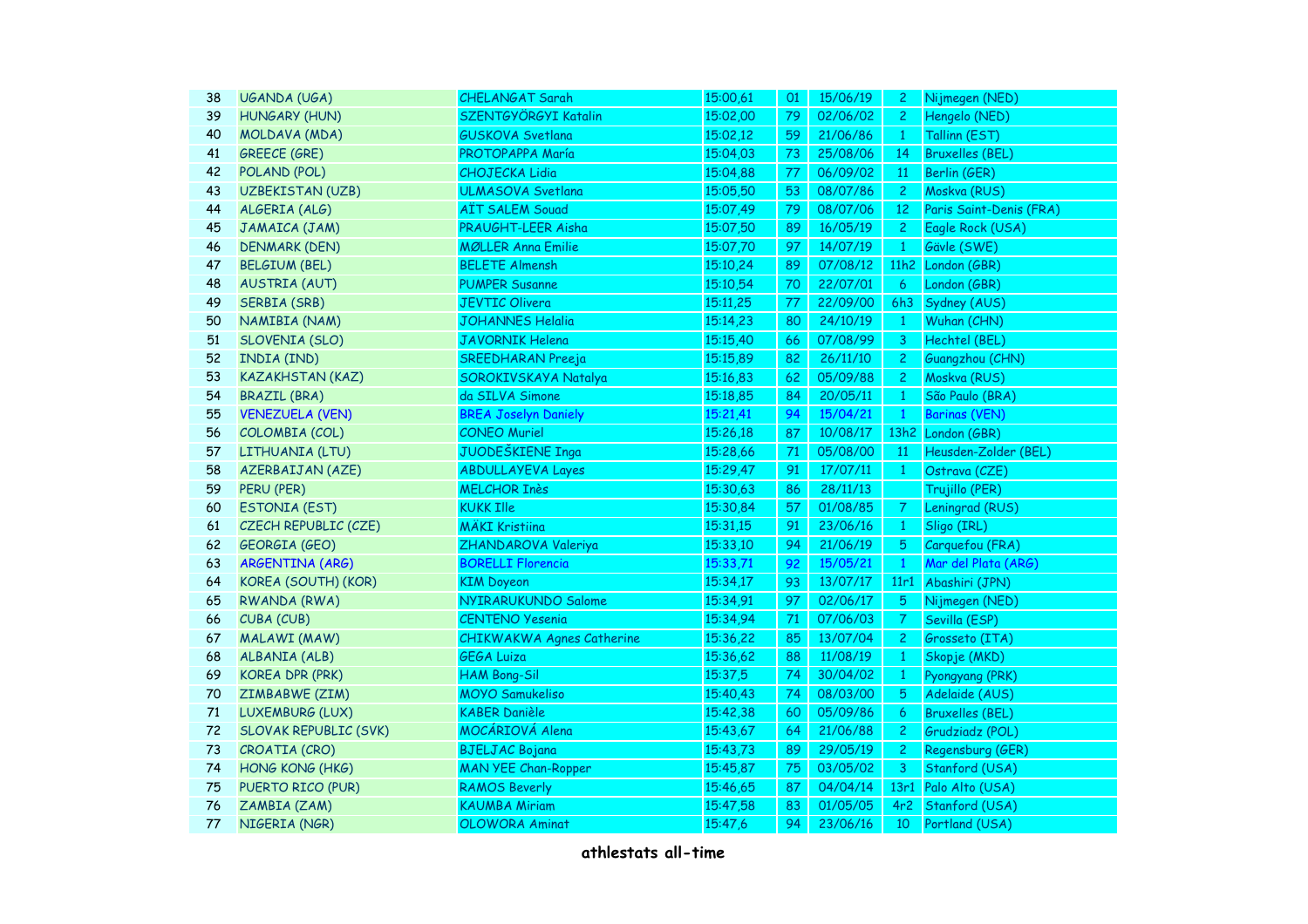| | | | | | | | |
|---|---|---|---|---|---|---|---|
| 38 | UGANDA (UGA) | CHELANGAT Sarah | 15:00,61 | 01 | 15/06/19 | 2 | Nijmegen (NED) |
| 39 | HUNGARY (HUN) | SZENTGYÖRGYI Katalin | 15:02,00 | 79 | 02/06/02 | 2 | Hengelo (NED) |
| 40 | MOLDAVA (MDA) | GUSKOVA Svetlana | 15:02,12 | 59 | 21/06/86 | 1 | Tallinn (EST) |
| 41 | GREECE (GRE) | PROTOPAPPA María | 15:04,03 | 73 | 25/08/06 | 14 | Bruxelles (BEL) |
| 42 | POLAND (POL) | CHOJECKA Lidia | 15:04,88 | 77 | 06/09/02 | 11 | Berlin (GER) |
| 43 | UZBEKISTAN (UZB) | ULMASOVA Svetlana | 15:05,50 | 53 | 08/07/86 | 2 | Moskva (RUS) |
| 44 | ALGERIA (ALG) | AÏT SALEM Souad | 15:07,49 | 79 | 08/07/06 | 12 | Paris Saint-Denis (FRA) |
| 45 | JAMAICA (JAM) | PRAUGHT-LEER Aisha | 15:07,50 | 89 | 16/05/19 | 2 | Eagle Rock (USA) |
| 46 | DENMARK (DEN) | MØLLER Anna Emilie | 15:07,70 | 97 | 14/07/19 | 1 | Gävle (SWE) |
| 47 | BELGIUM (BEL) | BELETE Almensh | 15:10,24 | 89 | 07/08/12 | 11h2 | London (GBR) |
| 48 | AUSTRIA (AUT) | PUMPER Susanne | 15:10,54 | 70 | 22/07/01 | 6 | London (GBR) |
| 49 | SERBIA (SRB) | JEVTIC Olivera | 15:11,25 | 77 | 22/09/00 | 6h3 | Sydney (AUS) |
| 50 | NAMIBIA (NAM) | JOHANNES Helalia | 15:14,23 | 80 | 24/10/19 | 1 | Wuhan (CHN) |
| 51 | SLOVENIA (SLO) | JAVORNIK Helena | 15:15,40 | 66 | 07/08/99 | 3 | Hechtel (BEL) |
| 52 | INDIA (IND) | SREEDHARAN Preeja | 15:15,89 | 82 | 26/11/10 | 2 | Guangzhou (CHN) |
| 53 | KAZAKHSTAN (KAZ) | SOROKIVSKAYA Natalya | 15:16,83 | 62 | 05/09/88 | 2 | Moskva (RUS) |
| 54 | BRAZIL (BRA) | da SILVA Simone | 15:18,85 | 84 | 20/05/11 | 1 | São Paulo (BRA) |
| 55 | VENEZUELA (VEN) | BREA Joselyn Daniely | 15:21,41 | 94 | 15/04/21 | 1 | Barinas (VEN) |
| 56 | COLOMBIA (COL) | CONEO Muriel | 15:26,18 | 87 | 10/08/17 | 13h2 | London (GBR) |
| 57 | LITHUANIA (LTU) | JUODEŠKIENE Inga | 15:28,66 | 71 | 05/08/00 | 11 | Heusden-Zolder (BEL) |
| 58 | AZERBAIJAN (AZE) | ABDULLAYEVA Layes | 15:29,47 | 91 | 17/07/11 | 1 | Ostrava (CZE) |
| 59 | PERU (PER) | MELCHOR Inès | 15:30,63 | 86 | 28/11/13 | | Trujillo (PER) |
| 60 | ESTONIA (EST) | KUKK Ille | 15:30,84 | 57 | 01/08/85 | 7 | Leningrad (RUS) |
| 61 | CZECH REPUBLIC (CZE) | MÄKI Kristiina | 15:31,15 | 91 | 23/06/16 | 1 | Sligo (IRL) |
| 62 | GEORGIA (GEO) | ZHANDAROVA Valeriya | 15:33,10 | 94 | 21/06/19 | 5 | Carquefou (FRA) |
| 63 | ARGENTINA (ARG) | BORELLI Florencia | 15:33,71 | 92 | 15/05/21 | 1 | Mar del Plata (ARG) |
| 64 | KOREA (SOUTH) (KOR) | KIM Doyeon | 15:34,17 | 93 | 13/07/17 | 11r1 | Abashiri (JPN) |
| 65 | RWANDA (RWA) | NYIRARUKUNDO Salome | 15:34,91 | 97 | 02/06/17 | 5 | Nijmegen (NED) |
| 66 | CUBA (CUB) | CENTENO Yesenia | 15:34,94 | 71 | 07/06/03 | 7 | Sevilla (ESP) |
| 67 | MALAWI (MAW) | CHIKWAKWA Agnes Catherine | 15:36,22 | 85 | 13/07/04 | 2 | Grosseto (ITA) |
| 68 | ALBANIA (ALB) | GEGA Luiza | 15:36,62 | 88 | 11/08/19 | 1 | Skopje (MKD) |
| 69 | KOREA DPR (PRK) | HAM Bong-Sil | 15:37,5 | 74 | 30/04/02 | 1 | Pyongyang (PRK) |
| 70 | ZIMBABWE (ZIM) | MOYO Samukeliso | 15:40,43 | 74 | 08/03/00 | 5 | Adelaide (AUS) |
| 71 | LUXEMBURG (LUX) | KABER Danièle | 15:42,38 | 60 | 05/09/86 | 6 | Bruxelles (BEL) |
| 72 | SLOVAK REPUBLIC (SVK) | MOCÁRIOVÁ Alena | 15:43,67 | 64 | 21/06/88 | 2 | Grudziadz (POL) |
| 73 | CROATIA (CRO) | BJELJAC Bojana | 15:43,73 | 89 | 29/05/19 | 2 | Regensburg (GER) |
| 74 | HONG KONG (HKG) | MAN YEE Chan-Ropper | 15:45,87 | 75 | 03/05/02 | 3 | Stanford (USA) |
| 75 | PUERTO RICO (PUR) | RAMOS Beverly | 15:46,65 | 87 | 04/04/14 | 13r1 | Palo Alto (USA) |
| 76 | ZAMBIA (ZAM) | KAUMBA Miriam | 15:47,58 | 83 | 01/05/05 | 4r2 | Stanford (USA) |
| 77 | NIGERIA (NGR) | OLOWORA Aminat | 15:47,6 | 94 | 23/06/16 | 10 | Portland (USA) |

**athlestats all-time**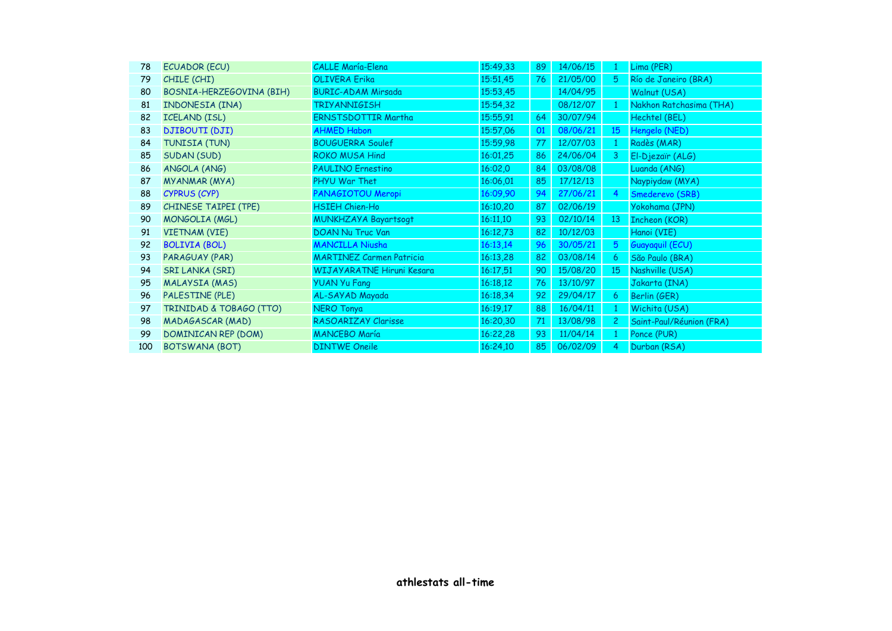| | | | | | | | |
|---|---|---|---|---|---|---|---|
| 78 | ECUADOR (ECU) | CALLE María-Elena | 15:49,33 | 89 | 14/06/15 | 1 | Lima (PER) |
| 79 | CHILE (CHI) | OLIVERA Erika | 15:51,45 | 76 | 21/05/00 | 5 | Río de Janeiro (BRA) |
| 80 | BOSNIA-HERZEGOVINA (BIH) | BURIC-ADAM Mirsada | 15:53,45 | | 14/04/95 | | Walnut (USA) |
| 81 | INDONESIA (INA) | TRIYANNIGISH | 15:54,32 | | 08/12/07 | 1 | Nakhon Ratchasima (THA) |
| 82 | ICELAND (ISL) | ERNSTSDOTTIR Martha | 15:55,91 | 64 | 30/07/94 | | Hechtel (BEL) |
| 83 | DJIBOUTI (DJI) | AHMED Habon | 15:57,06 | 01 | 08/06/21 | 15 | Hengelo (NED) |
| 84 | TUNISIA (TUN) | BOUGUERRA Soulef | 15:59,98 | 77 | 12/07/03 | 1 | Radès (MAR) |
| 85 | SUDAN (SUD) | ROKO MUSA Hind | 16:01,25 | 86 | 24/06/04 | 3 | El-Djezaïr (ALG) |
| 86 | ANGOLA (ANG) | PAULINO Ernestino | 16:02,0 | 84 | 03/08/08 | | Luanda (ANG) |
| 87 | MYANMAR (MYA) | PHYU War Thet | 16:06,01 | 85 | 17/12/13 | | Naypiydaw (MYA) |
| 88 | CYPRUS (CYP) | PANAGIOTOU Meropi | 16:09,90 | 94 | 27/06/21 | 4 | Smederevo (SRB) |
| 89 | CHINESE TAIPEI (TPE) | HSIEH Chien-Ho | 16:10,20 | 87 | 02/06/19 | | Yokohama (JPN) |
| 90 | MONGOLIA (MGL) | MUNKHZAYA Bayartsogt | 16:11,10 | 93 | 02/10/14 | 13 | Incheon (KOR) |
| 91 | VIETNAM (VIE) | DOAN Nu Truc Van | 16:12,73 | 82 | 10/12/03 | | Hanoi (VIE) |
| 92 | BOLIVIA (BOL) | MANCILLA Niusha | 16:13,14 | 96 | 30/05/21 | 5 | Guayaquil (ECU) |
| 93 | PARAGUAY (PAR) | MARTINEZ Carmen Patricia | 16:13,28 | 82 | 03/08/14 | 6 | São Paulo (BRA) |
| 94 | SRI LANKA (SRI) | WIJAYARATNE Hiruni Kesara | 16:17,51 | 90 | 15/08/20 | 15 | Nashville (USA) |
| 95 | MALAYSIA (MAS) | YUAN Yu Fang | 16:18,12 | 76 | 13/10/97 | | Jakarta (INA) |
| 96 | PALESTINE (PLE) | AL-SAYAD Mayada | 16:18,34 | 92 | 29/04/17 | 6 | Berlin (GER) |
| 97 | TRINIDAD & TOBAGO (TTO) | NERO Tonya | 16:19,17 | 88 | 16/04/11 | 1 | Wichita (USA) |
| 98 | MADAGASCAR (MAD) | RASOARIZAY Clarisse | 16:20,30 | 71 | 13/08/98 | 2 | Saint-Paul/Réunion (FRA) |
| 99 | DOMINICAN REP (DOM) | MANCEBO María | 16:22,28 | 93 | 11/04/14 | 1 | Ponce (PUR) |
| 100 | BOTSWANA (BOT) | DINTWE Oneile | 16:24,10 | 85 | 06/02/09 | 4 | Durban (RSA) |